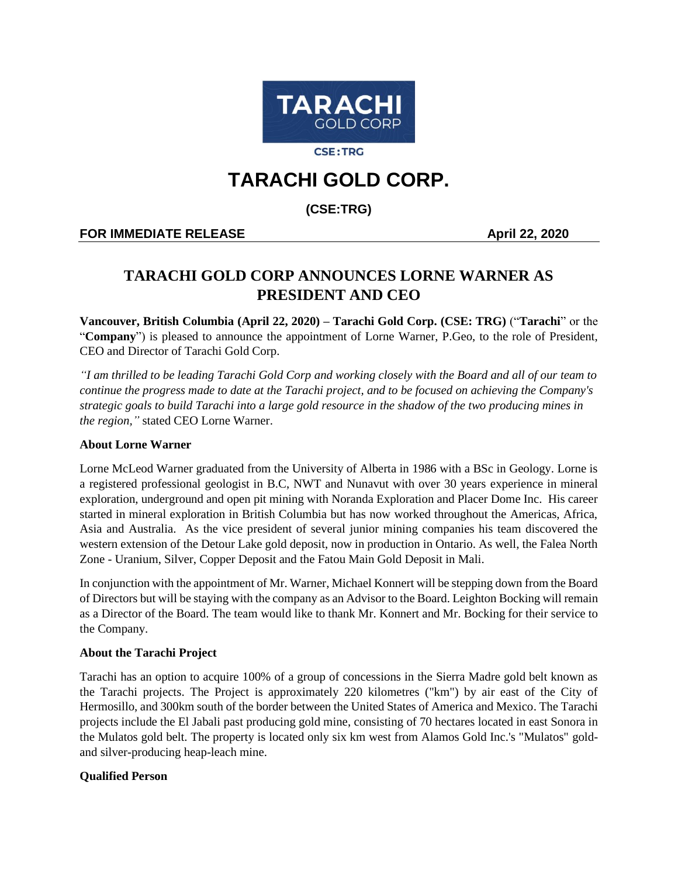TARACHI GOLD CORP

CSE:TRG

# TARACHI GOLD CORP.

**(CSE:TRG)**

**FOR IMMEDIATE RELEASE** **April 22, 2020**

## TARACHI GOLD CORP ANNOUNCES LORNE WARNER AS PRESIDENT AND CEO

**Vancouver, British Columbia (April 22, 2020) – Tarachi Gold Corp. (CSE: TRG)** ("**Tarachi**" or the "**Company**") is pleased to announce the appointment of Lorne Warner, P.Geo, to the role of President, CEO and Director of Tarachi Gold Corp.

*"I am thrilled to be leading Tarachi Gold Corp and working closely with the Board and all of our team to continue the progress made to date at the Tarachi project, and to be focused on achieving the Company's strategic goals to build Tarachi into a large gold resource in the shadow of the two producing mines in the region,"* stated CEO Lorne Warner.

**About Lorne Warner**

Lorne McLeod Warner graduated from the University of Alberta in 1986 with a BSc in Geology. Lorne is a registered professional geologist in B.C, NWT and Nunavut with over 30 years experience in mineral exploration, underground and open pit mining with Noranda Exploration and Placer Dome Inc. His career started in mineral exploration in British Columbia but has now worked throughout the Americas, Africa, Asia and Australia. As the vice president of several junior mining companies his team discovered the western extension of the Detour Lake gold deposit, now in production in Ontario. As well, the Falea North Zone - Uranium, Silver, Copper Deposit and the Fatou Main Gold Deposit in Mali.

In conjunction with the appointment of Mr. Warner, Michael Konnert will be stepping down from the Board of Directors but will be staying with the company as an Advisor to the Board. Leighton Bocking will remain as a Director of the Board. The team would like to thank Mr. Konnert and Mr. Bocking for their service to the Company.

**About the Tarachi Project**

Tarachi has an option to acquire 100% of a group of concessions in the Sierra Madre gold belt known as the Tarachi projects. The Project is approximately 220 kilometres ("km") by air east of the City of Hermosillo, and 300km south of the border between the United States of America and Mexico. The Tarachi projects include the El Jabali past producing gold mine, consisting of 70 hectares located in east Sonora in the Mulatos gold belt. The property is located only six km west from Alamos Gold Inc.'s "Mulatos" gold- and silver-producing heap-leach mine.

**Qualified Person**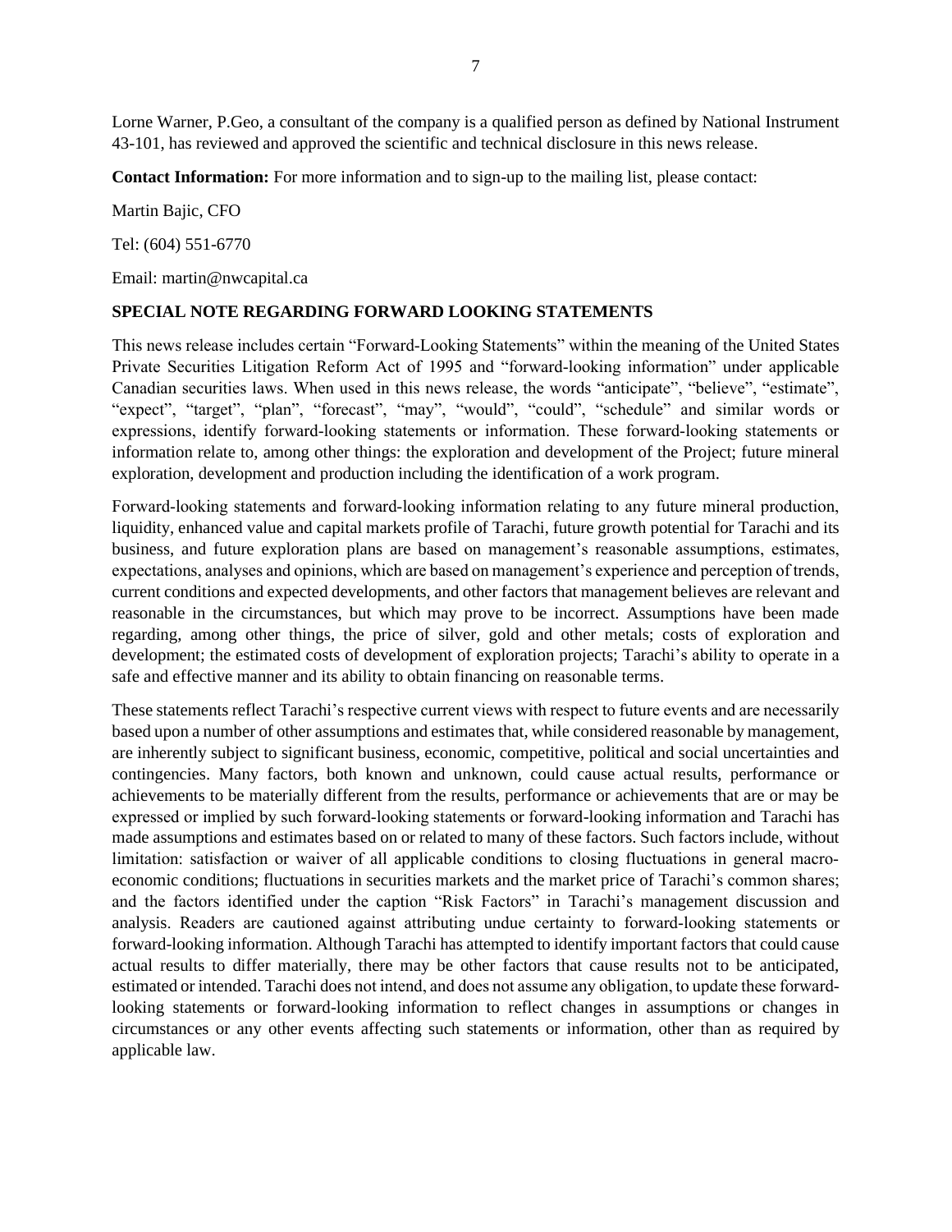Lorne Warner, P.Geo, a consultant of the company is a qualified person as defined by National Instrument 43-101, has reviewed and approved the scientific and technical disclosure in this news release.

**Contact Information:** For more information and to sign-up to the mailing list, please contact:

Martin Bajic, CFO

Tel: (604) 551-6770

Email: martin@nwcapital.ca

**SPECIAL NOTE REGARDING FORWARD LOOKING STATEMENTS**

This news release includes certain "Forward-Looking Statements" within the meaning of the United States Private Securities Litigation Reform Act of 1995 and "forward-looking information" under applicable Canadian securities laws. When used in this news release, the words "anticipate", "believe", "estimate", "expect", "target", "plan", "forecast", "may", "would", "could", "schedule" and similar words or expressions, identify forward-looking statements or information. These forward-looking statements or information relate to, among other things: the exploration and development of the Project; future mineral exploration, development and production including the identification of a work program.

Forward-looking statements and forward-looking information relating to any future mineral production, liquidity, enhanced value and capital markets profile of Tarachi, future growth potential for Tarachi and its business, and future exploration plans are based on management's reasonable assumptions, estimates, expectations, analyses and opinions, which are based on management's experience and perception of trends, current conditions and expected developments, and other factors that management believes are relevant and reasonable in the circumstances, but which may prove to be incorrect. Assumptions have been made regarding, among other things, the price of silver, gold and other metals; costs of exploration and development; the estimated costs of development of exploration projects; Tarachi's ability to operate in a safe and effective manner and its ability to obtain financing on reasonable terms.

These statements reflect Tarachi's respective current views with respect to future events and are necessarily based upon a number of other assumptions and estimates that, while considered reasonable by management, are inherently subject to significant business, economic, competitive, political and social uncertainties and contingencies. Many factors, both known and unknown, could cause actual results, performance or achievements to be materially different from the results, performance or achievements that are or may be expressed or implied by such forward-looking statements or forward-looking information and Tarachi has made assumptions and estimates based on or related to many of these factors. Such factors include, without limitation: satisfaction or waiver of all applicable conditions to closing fluctuations in general macro-economic conditions; fluctuations in securities markets and the market price of Tarachi's common shares; and the factors identified under the caption "Risk Factors" in Tarachi's management discussion and analysis. Readers are cautioned against attributing undue certainty to forward-looking statements or forward-looking information. Although Tarachi has attempted to identify important factors that could cause actual results to differ materially, there may be other factors that cause results not to be anticipated, estimated or intended. Tarachi does not intend, and does not assume any obligation, to update these forward-looking statements or forward-looking information to reflect changes in assumptions or changes in circumstances or any other events affecting such statements or information, other than as required by applicable law.